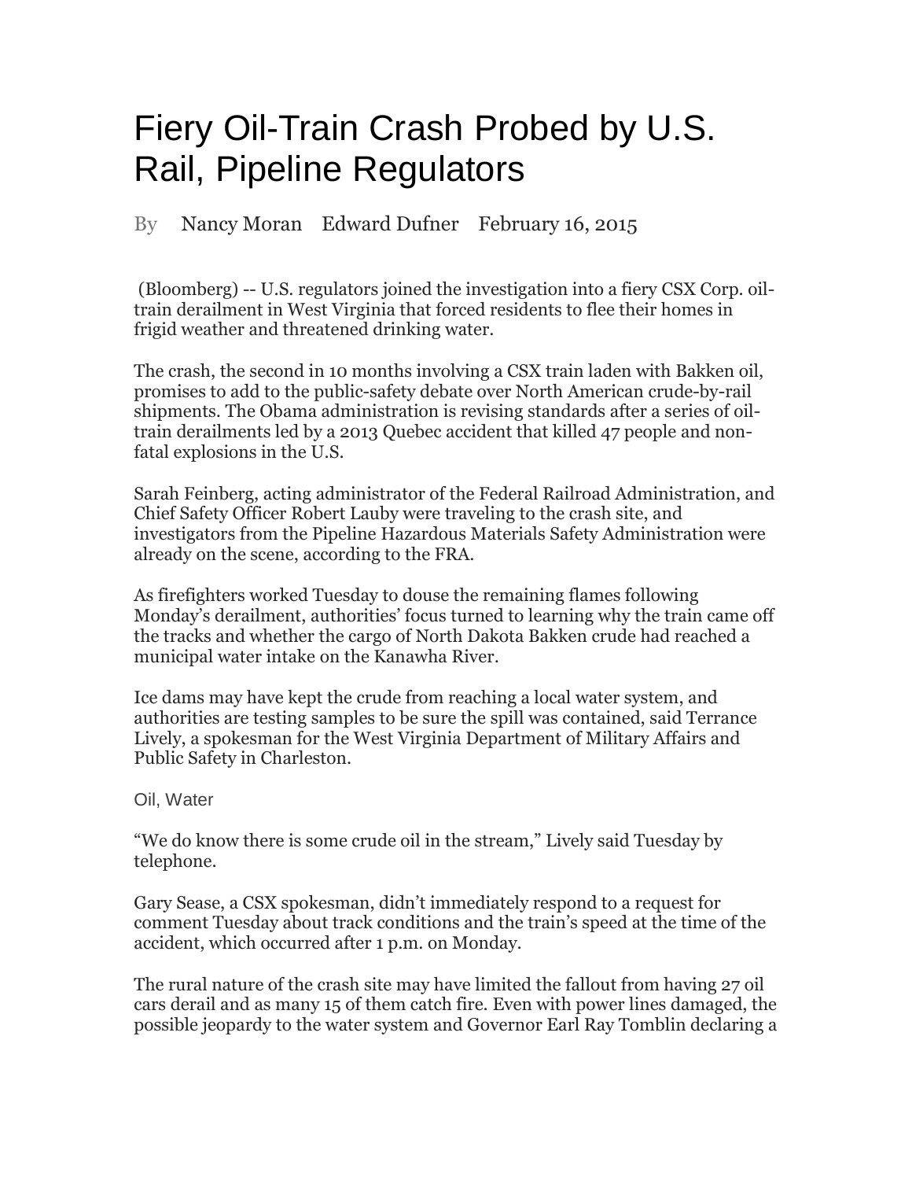# Fiery Oil-Train Crash Probed by U.S. Rail, Pipeline Regulators

By Nancy Moran Edward Dufner February 16, 2015

(Bloomberg) -- U.S. regulators joined the investigation into a fiery CSX Corp. oil-train derailment in West Virginia that forced residents to flee their homes in frigid weather and threatened drinking water.

The crash, the second in 10 months involving a CSX train laden with Bakken oil, promises to add to the public-safety debate over North American crude-by-rail shipments. The Obama administration is revising standards after a series of oil-train derailments led by a 2013 Quebec accident that killed 47 people and non-fatal explosions in the U.S.

Sarah Feinberg, acting administrator of the Federal Railroad Administration, and Chief Safety Officer Robert Lauby were traveling to the crash site, and investigators from the Pipeline Hazardous Materials Safety Administration were already on the scene, according to the FRA.

As firefighters worked Tuesday to douse the remaining flames following Monday's derailment, authorities' focus turned to learning why the train came off the tracks and whether the cargo of North Dakota Bakken crude had reached a municipal water intake on the Kanawha River.

Ice dams may have kept the crude from reaching a local water system, and authorities are testing samples to be sure the spill was contained, said Terrance Lively, a spokesman for the West Virginia Department of Military Affairs and Public Safety in Charleston.

## Oil, Water

"We do know there is some crude oil in the stream," Lively said Tuesday by telephone.

Gary Sease, a CSX spokesman, didn't immediately respond to a request for comment Tuesday about track conditions and the train's speed at the time of the accident, which occurred after 1 p.m. on Monday.

The rural nature of the crash site may have limited the fallout from having 27 oil cars derail and as many 15 of them catch fire. Even with power lines damaged, the possible jeopardy to the water system and Governor Earl Ray Tomblin declaring a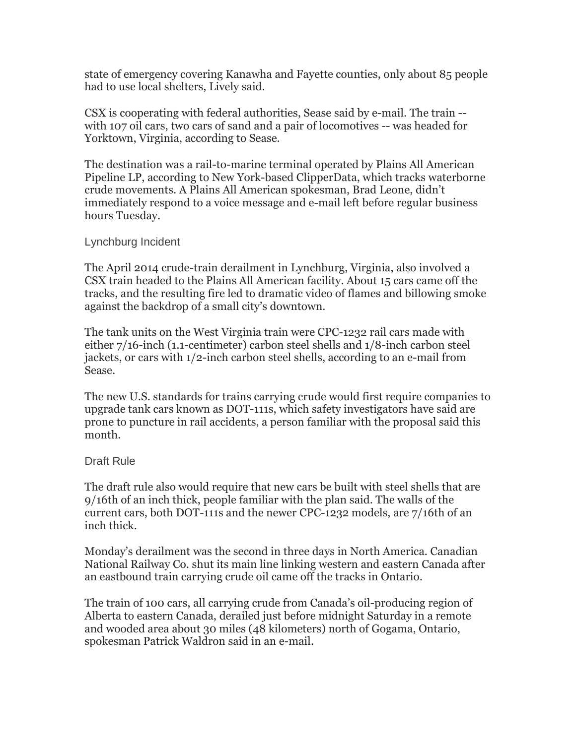state of emergency covering Kanawha and Fayette counties, only about 85 people had to use local shelters, Lively said.

CSX is cooperating with federal authorities, Sease said by e-mail. The train -- with 107 oil cars, two cars of sand and a pair of locomotives -- was headed for Yorktown, Virginia, according to Sease.

The destination was a rail-to-marine terminal operated by Plains All American Pipeline LP, according to New York-based ClipperData, which tracks waterborne crude movements. A Plains All American spokesman, Brad Leone, didn't immediately respond to a voice message and e-mail left before regular business hours Tuesday.

## Lynchburg Incident

The April 2014 crude-train derailment in Lynchburg, Virginia, also involved a CSX train headed to the Plains All American facility. About 15 cars came off the tracks, and the resulting fire led to dramatic video of flames and billowing smoke against the backdrop of a small city's downtown.

The tank units on the West Virginia train were CPC-1232 rail cars made with either 7/16-inch (1.1-centimeter) carbon steel shells and 1/8-inch carbon steel jackets, or cars with 1/2-inch carbon steel shells, according to an e-mail from Sease.

The new U.S. standards for trains carrying crude would first require companies to upgrade tank cars known as DOT-111s, which safety investigators have said are prone to puncture in rail accidents, a person familiar with the proposal said this month.

## Draft Rule

The draft rule also would require that new cars be built with steel shells that are 9/16th of an inch thick, people familiar with the plan said. The walls of the current cars, both DOT-111s and the newer CPC-1232 models, are 7/16th of an inch thick.

Monday's derailment was the second in three days in North America. Canadian National Railway Co. shut its main line linking western and eastern Canada after an eastbound train carrying crude oil came off the tracks in Ontario.

The train of 100 cars, all carrying crude from Canada's oil-producing region of Alberta to eastern Canada, derailed just before midnight Saturday in a remote and wooded area about 30 miles (48 kilometers) north of Gogama, Ontario, spokesman Patrick Waldron said in an e-mail.